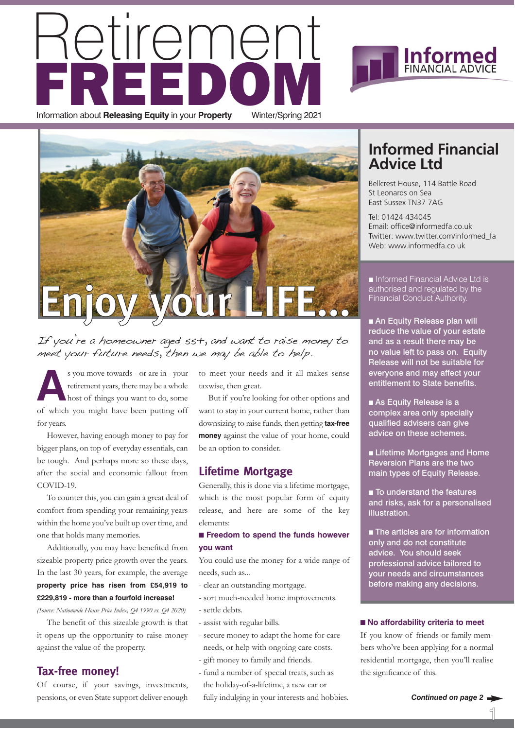# Retirement FREEDOM

Information about **Releasing Equity** in your **Property** Winter/Spring 2021

Informed FINANCIAL ADVICE

## Enjoy your LIFE...

*If you're a homeowner aged 55+, and want to raise money to meet your future needs, then we may be able to help.*

As you move towards - or are in - your retirement years, there may be a whole host of things you want to do, some of which you might have been putting off for years.

However, having enough money to pay for bigger plans, on top of everyday essentials, can be tough. And perhaps more so these days, after the social and economic fallout from COVID-19.

To counter this, you can gain a great deal of comfort from spending your remaining years within the home you've built up over time, and one that holds many memories.

Additionally, you may have benefited from sizeable property price growth over the years. In the last 30 years, for example, the average **property price has risen from £54,919 to £229,819 - more than a fourfold increase!**

*(Source: Nationwide House Price Index, Q4 1990 vs. Q4 2020)*

The benefit of this sizeable growth is that it opens up the opportunity to raise money against the value of the property.

## Tax-free money!

Of course, if your savings, investments, pensions, or even State support deliver enough to meet your needs and it all makes sense taxwise, then great.

But if you're looking for other options and want to stay in your current home, rather than downsizing to raise funds, then getting **tax-free money** against the value of your home, could be an option to consider.

## Lifetime Mortgage

Generally, this is done via a lifetime mortgage, which is the most popular form of equity release, and here are some of the key elements:

■ **Freedom to spend the funds however you want**

You could use the money for a wide range of needs, such as...

- clear an outstanding mortgage.
- sort much-needed home improvements.
- settle debts.
- assist with regular bills.
- secure money to adapt the home for care needs, or help with ongoing care costs.
- gift money to family and friends.
- fund a number of special treats, such as the holiday-of-a-lifetime, a new car or fully indulging in your interests and hobbies.

## Informed Financial Advice Ltd

Bellcrest House, 114 Battle Road
St Leonards on Sea
East Sussex TN37 7AG

Tel: 01424 434045
Email: office@informedfa.co.uk
Twitter: www.twitter.com/informed_fa
Web: www.informedfa.co.uk

■ Informed Financial Advice Ltd is authorised and regulated by the Financial Conduct Authority.

■ **An Equity Release plan will reduce the value of your estate and as a result there may be no value left to pass on. Equity Release will not be suitable for everyone and may affect your entitlement to State benefits.**

■ **As Equity Release is a complex area only specially qualified advisers can give advice on these schemes.**

■ **Lifetime Mortgages and Home Reversion Plans are the two main types of Equity Release.**

■ **To understand the features and risks, ask for a personalised illustration.**

■ **The articles are for information only and do not constitute advice. You should seek professional advice tailored to your needs and circumstances before making any decisions.**

■ **No affordability criteria to meet**

If you know of friends or family members who've been applying for a normal residential mortgage, then you'll realise the significance of this.

***Continued on page 2***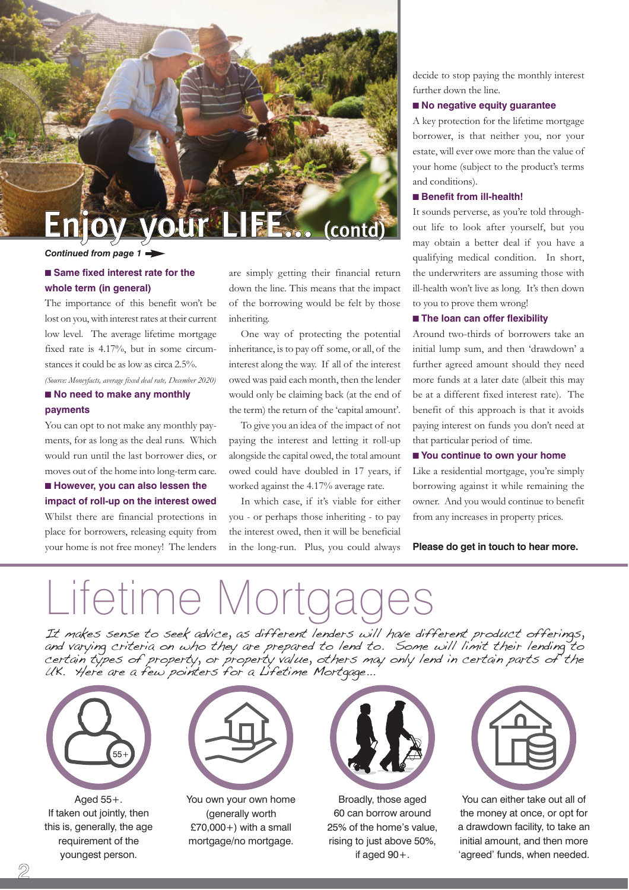# Enjoy your LIFE... (contd)

*Continued from page 1*

### ■ Same fixed interest rate for the whole term (in general)

The importance of this benefit won't be lost on you, with interest rates at their current low level. The average lifetime mortgage fixed rate is 4.17%, but in some circumstances it could be as low as circa 2.5%.

*(Source: Moneyfacts, average fixed deal rate, December 2020)*

### ■ No need to make any monthly payments

You can opt to not make any monthly payments, for as long as the deal runs. Which would run until the last borrower dies, or moves out of the home into long-term care.

### ■ However, you can also lessen the impact of roll-up on the interest owed

Whilst there are financial protections in place for borrowers, releasing equity from your home is not free money! The lenders are simply getting their financial return down the line. This means that the impact of the borrowing would be felt by those inheriting.

One way of protecting the potential inheritance, is to pay off some, or all, of the interest along the way. If all of the interest owed was paid each month, then the lender would only be claiming back (at the end of the term) the return of the 'capital amount'.

To give you an idea of the impact of not paying the interest and letting it roll-up alongside the capital owed, the total amount owed could have doubled in 17 years, if worked against the 4.17% average rate.

In which case, if it's viable for either you - or perhaps those inheriting - to pay the interest owed, then it will be beneficial in the long-run. Plus, you could always decide to stop paying the monthly interest further down the line.

### ■ No negative equity guarantee

A key protection for the lifetime mortgage borrower, is that neither you, nor your estate, will ever owe more than the value of your home (subject to the product's terms and conditions).

### ■ Benefit from ill-health!

It sounds perverse, as you're told throughout life to look after yourself, but you may obtain a better deal if you have a qualifying medical condition. In short, the underwriters are assuming those with ill-health won't live as long. It's then down to you to prove them wrong!

### ■ The loan can offer flexibility

Around two-thirds of borrowers take an initial lump sum, and then 'drawdown' a further agreed amount should they need more funds at a later date (albeit this may be at a different fixed interest rate). The benefit of this approach is that it avoids paying interest on funds you don't need at that particular period of time.

### ■ You continue to own your home

Like a residential mortgage, you're simply borrowing against it while remaining the owner. And you would continue to benefit from any increases in property prices.

**Please do get in touch to hear more.**

# Lifetime Mortgages

*It makes sense to seek advice, as different lenders will have different product offerings, and varying criteria on who they are prepared to lend to. Some will limit their lending to certain types of property, or property value, others may only lend in certain parts of the UK. Here are a few pointers for a Lifetime Mortgage...*

- Aged 55+. If taken out jointly, then this is, generally, the age requirement of the youngest person.
- You own your own home (generally worth £70,000+) with a small mortgage/no mortgage.
- Broadly, those aged 60 can borrow around 25% of the home's value, rising to just above 50%, if aged 90+.
- You can either take out all of the money at once, or opt for a drawdown facility, to take an initial amount, and then more 'agreed' funds, when needed.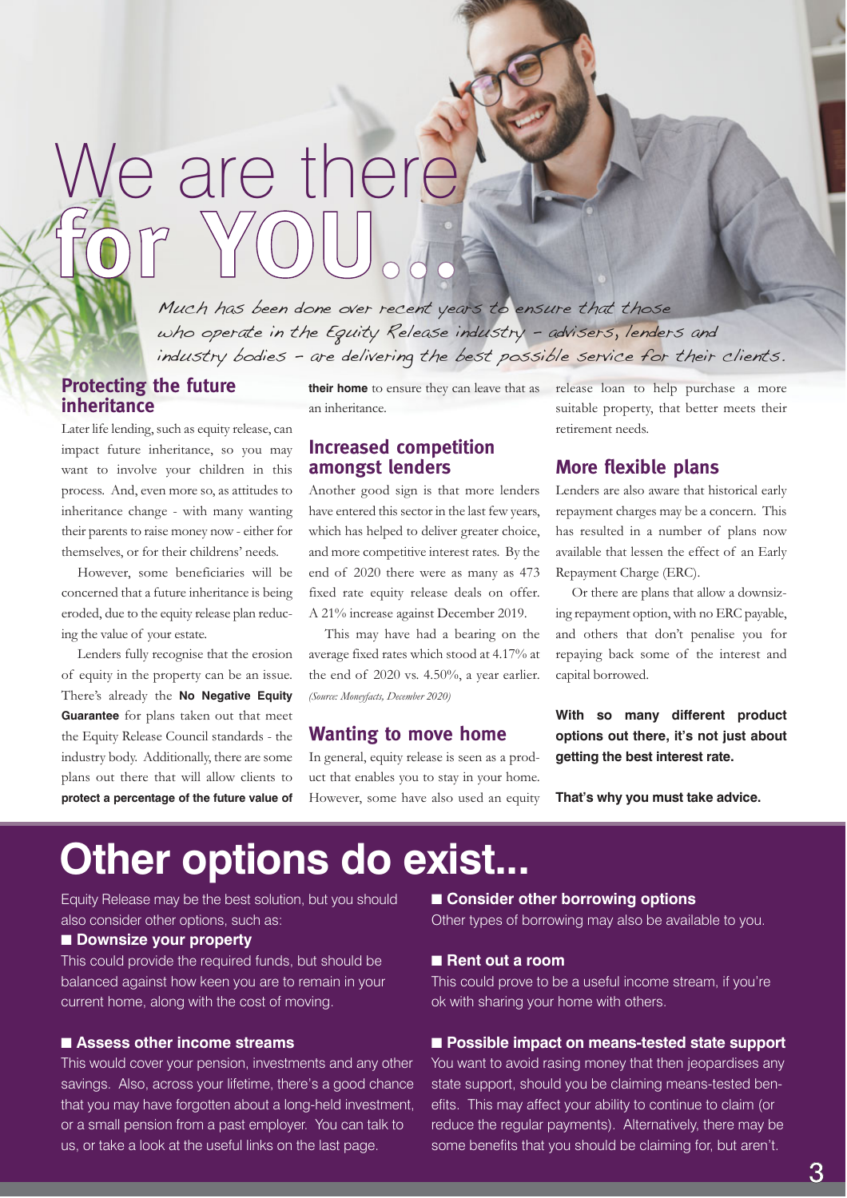# We are there for YOU...

*Much has been done over recent years to ensure that those who operate in the Equity Release industry – advisers, lenders and industry bodies – are delivering the best possible service for their clients.*

## Protecting the future inheritance

Later life lending, such as equity release, can impact future inheritance, so you may want to involve your children in this process. And, even more so, as attitudes to inheritance change - with many wanting their parents to raise money now - either for themselves, or for their childrens' needs.

However, some beneficiaries will be concerned that a future inheritance is being eroded, due to the equity release plan reducing the value of your estate.

Lenders fully recognise that the erosion of equity in the property can be an issue. There's already the **No Negative Equity Guarantee** for plans taken out that meet the Equity Release Council standards - the industry body. Additionally, there are some plans out there that will allow clients to **protect a percentage of the future value of their home** to ensure they can leave that as an inheritance.

## Increased competition amongst lenders

Another good sign is that more lenders have entered this sector in the last few years, which has helped to deliver greater choice, and more competitive interest rates. By the end of 2020 there were as many as 473 fixed rate equity release deals on offer. A 21% increase against December 2019.

This may have had a bearing on the average fixed rates which stood at 4.17% at the end of 2020 vs. 4.50%, a year earlier. *(Source: Moneyfacts, December 2020)*

## Wanting to move home

In general, equity release is seen as a product that enables you to stay in your home. However, some have also used an equity release loan to help purchase a more suitable property, that better meets their retirement needs.

## More flexible plans

Lenders are also aware that historical early repayment charges may be a concern. This has resulted in a number of plans now available that lessen the effect of an Early Repayment Charge (ERC).

Or there are plans that allow a downsizing repayment option, with no ERC payable, and others that don't penalise you for repaying back some of the interest and capital borrowed.

**With so many different product options out there, it's not just about getting the best interest rate.**

**That's why you must take advice.**

# Other options do exist...

Equity Release may be the best solution, but you should also consider other options, such as:

- **Downsize your property**
  This could provide the required funds, but should be balanced against how keen you are to remain in your current home, along with the cost of moving.

- **Assess other income streams**
  This would cover your pension, investments and any other savings. Also, across your lifetime, there's a good chance that you may have forgotten about a long-held investment, or a small pension from a past employer. You can talk to us, or take a look at the useful links on the last page.

- **Consider other borrowing options**
  Other types of borrowing may also be available to you.

- **Rent out a room**
  This could prove to be a useful income stream, if you're ok with sharing your home with others.

- **Possible impact on means-tested state support**
  You want to avoid rasing money that then jeopardises any state support, should you be claiming means-tested benefits. This may affect your ability to continue to claim (or reduce the regular payments). Alternatively, there may be some benefits that you should be claiming for, but aren't.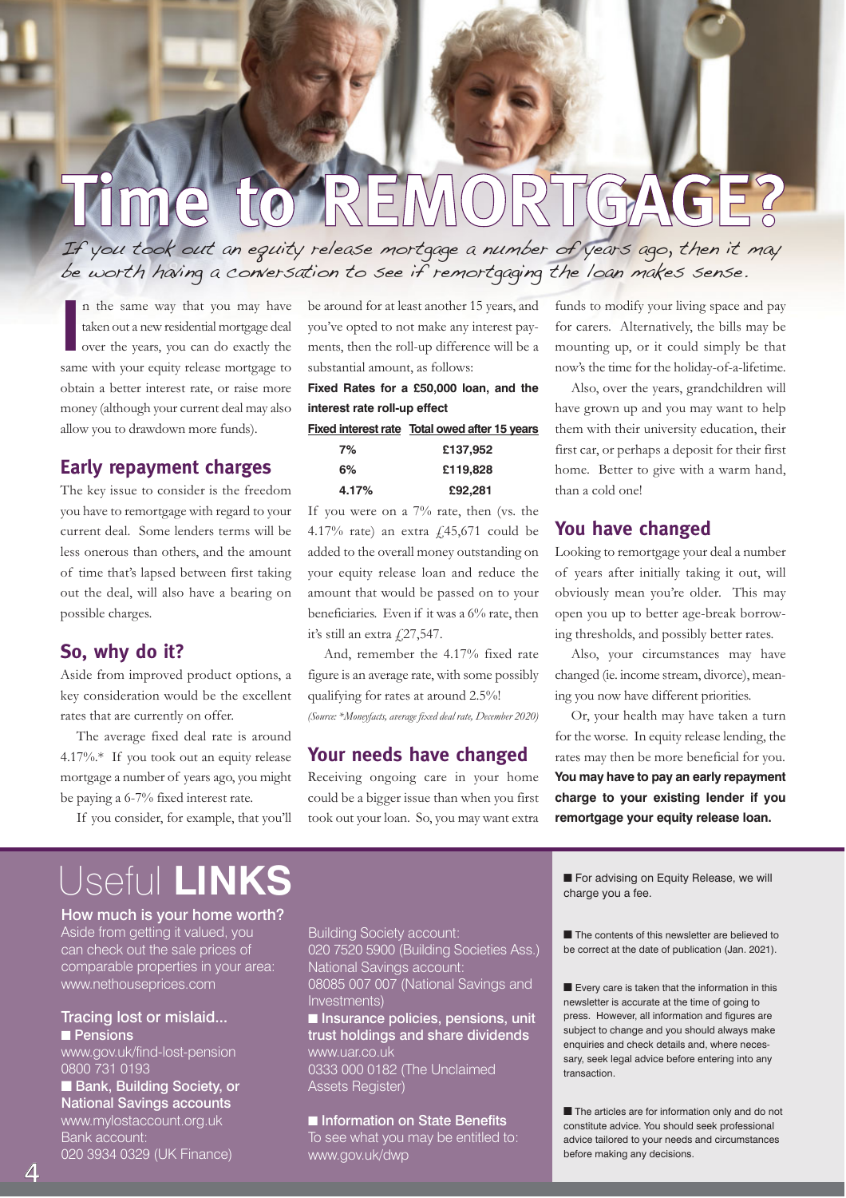# Time to REMORTGAGE?

*If you took out an equity release mortgage a number of years ago, then it may be worth having a conversation to see if remortgaging the loan makes sense.*

In the same way that you may have taken out a new residential mortgage deal over the years, you can do exactly the same with your equity release mortgage to obtain a better interest rate, or raise more money (although your current deal may also allow you to drawdown more funds).

## Early repayment charges

The key issue to consider is the freedom you have to remortgage with regard to your current deal. Some lenders terms will be less onerous than others, and the amount of time that's lapsed between first taking out the deal, will also have a bearing on possible charges.

## So, why do it?

Aside from improved product options, a key consideration would be the excellent rates that are currently on offer.

The average fixed deal rate is around 4.17%.* If you took out an equity release mortgage a number of years ago, you might be paying a 6-7% fixed interest rate.

If you consider, for example, that you'll be around for at least another 15 years, and you've opted to not make any interest payments, then the roll-up difference will be a substantial amount, as follows:

**Fixed Rates for a £50,000 loan, and the interest rate roll-up effect**

| Fixed interest rate | Total owed after 15 years |
|---|---|
| 7% | £137,952 |
| 6% | £119,828 |
| 4.17% | £92,281 |

If you were on a 7% rate, then (vs. the 4.17% rate) an extra £45,671 could be added to the overall money outstanding on your equity release loan and reduce the amount that would be passed on to your beneficiaries. Even if it was a 6% rate, then it's still an extra £27,547.

And, remember the 4.17% fixed rate figure is an average rate, with some possibly qualifying for rates at around 2.5%!

*(Source: \*Moneyfacts, average fixed deal rate, December 2020)*

## Your needs have changed

Receiving ongoing care in your home could be a bigger issue than when you first took out your loan. So, you may want extra funds to modify your living space and pay for carers. Alternatively, the bills may be mounting up, or it could simply be that now's the time for the holiday-of-a-lifetime.

Also, over the years, grandchildren will have grown up and you may want to help them with their university education, their first car, or perhaps a deposit for their first home. Better to give with a warm hand, than a cold one!

## You have changed

Looking to remortgage your deal a number of years after initially taking it out, will obviously mean you're older. This may open you up to better age-break borrowing thresholds, and possibly better rates.

Also, your circumstances may have changed (ie. income stream, divorce), meaning you now have different priorities.

Or, your health may have taken a turn for the worse. In equity release lending, the rates may then be more beneficial for you.

**You may have to pay an early repayment charge to your existing lender if you remortgage your equity release loan.**

# Useful LINKS

**How much is your home worth?**
Aside from getting it valued, you can check out the sale prices of comparable properties in your area:
www.nethouseprices.com

**Tracing lost or mislaid...**

- **Pensions**
www.gov.uk/find-lost-pension
0800 731 0193

- **Bank, Building Society, or National Savings accounts**
www.mylostaccount.org.uk
Bank account:
020 3934 0329 (UK Finance)
Building Society account:
020 7520 5900 (Building Societies Ass.)
National Savings account:
08085 007 007 (National Savings and Investments)

- **Insurance policies, pensions, unit trust holdings and share dividends**
www.uar.co.uk
0333 000 0182 (The Unclaimed Assets Register)

- **Information on State Benefits**
To see what you may be entitled to:
www.gov.uk/dwp

- For advising on Equity Release, we will charge you a fee.

- The contents of this newsletter are believed to be correct at the date of publication (Jan. 2021).

- Every care is taken that the information in this newsletter is accurate at the time of going to press. However, all information and figures are subject to change and you should always make enquiries and check details and, where necessary, seek legal advice before entering into any transaction.

- The articles are for information only and do not constitute advice. You should seek professional advice tailored to your needs and circumstances before making any decisions.